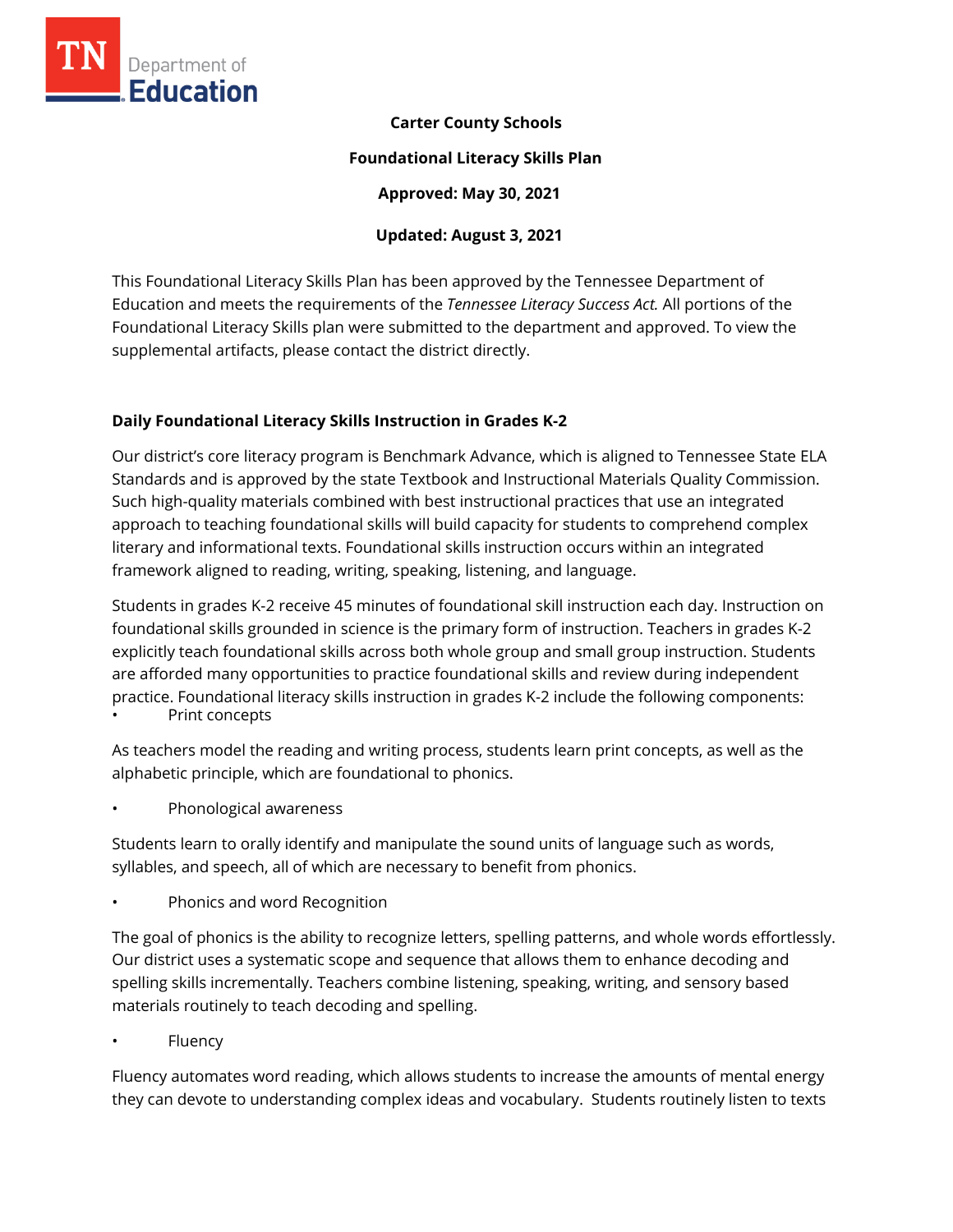**Carter County Schools**

**Foundational Literacy Skills Plan**

**Approved: May 30, 2021**

**Updated: August 3, 2021**

This Foundational Literacy Skills Plan has been approved by the Tennessee Department of Education and meets the requirements of the *Tennessee Literacy Success Act.* All portions of the Foundational Literacy Skills plan were submitted to the department and approved. To view the supplemental artifacts, please contact the district directly.

## Daily Foundational Literacy Skills Instruction in Grades K-2

Our district's core literacy program is Benchmark Advance, which is aligned to Tennessee State ELA Standards and is approved by the state Textbook and Instructional Materials Quality Commission. Such high-quality materials combined with best instructional practices that use an integrated approach to teaching foundational skills will build capacity for students to comprehend complex literary and informational texts. Foundational skills instruction occurs within an integrated framework aligned to reading, writing, speaking, listening, and language.

Students in grades K-2 receive 45 minutes of foundational skill instruction each day. Instruction on foundational skills grounded in science is the primary form of instruction. Teachers in grades K-2 explicitly teach foundational skills across both whole group and small group instruction. Students are afforded many opportunities to practice foundational skills and review during independent practice. Foundational literacy skills instruction in grades K-2 include the following components:

- Print concepts

As teachers model the reading and writing process, students learn print concepts, as well as the alphabetic principle, which are foundational to phonics.

- Phonological awareness

Students learn to orally identify and manipulate the sound units of language such as words, syllables, and speech, all of which are necessary to benefit from phonics.

- Phonics and word Recognition

The goal of phonics is the ability to recognize letters, spelling patterns, and whole words effortlessly. Our district uses a systematic scope and sequence that allows them to enhance decoding and spelling skills incrementally. Teachers combine listening, speaking, writing, and sensory based materials routinely to teach decoding and spelling.

- Fluency

Fluency automates word reading, which allows students to increase the amounts of mental energy they can devote to understanding complex ideas and vocabulary. Students routinely listen to texts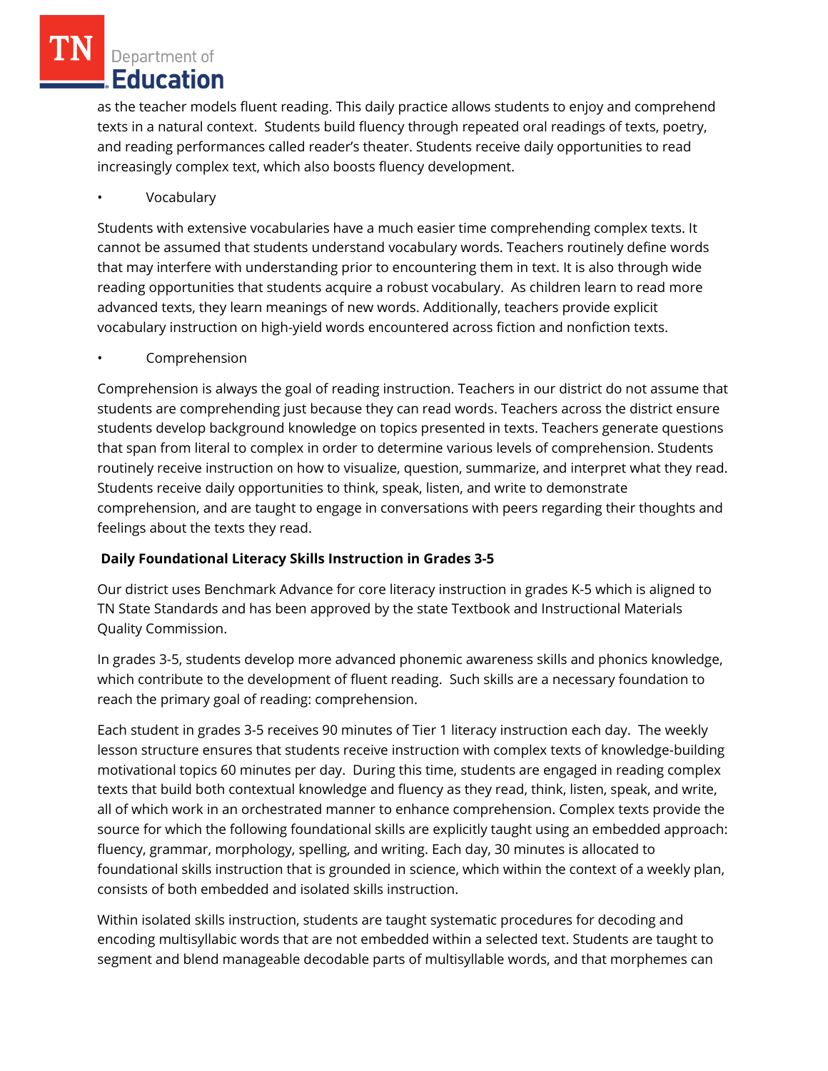as the teacher models fluent reading. This daily practice allows students to enjoy and comprehend texts in a natural context. Students build fluency through repeated oral readings of texts, poetry, and reading performances called reader's theater. Students receive daily opportunities to read increasingly complex text, which also boosts fluency development.

- Vocabulary

Students with extensive vocabularies have a much easier time comprehending complex texts. It cannot be assumed that students understand vocabulary words. Teachers routinely define words that may interfere with understanding prior to encountering them in text. It is also through wide reading opportunities that students acquire a robust vocabulary. As children learn to read more advanced texts, they learn meanings of new words. Additionally, teachers provide explicit vocabulary instruction on high-yield words encountered across fiction and nonfiction texts.

- Comprehension

Comprehension is always the goal of reading instruction. Teachers in our district do not assume that students are comprehending just because they can read words. Teachers across the district ensure students develop background knowledge on topics presented in texts. Teachers generate questions that span from literal to complex in order to determine various levels of comprehension. Students routinely receive instruction on how to visualize, question, summarize, and interpret what they read. Students receive daily opportunities to think, speak, listen, and write to demonstrate comprehension, and are taught to engage in conversations with peers regarding their thoughts and feelings about the texts they read.

**Daily Foundational Literacy Skills Instruction in Grades 3-5**

Our district uses Benchmark Advance for core literacy instruction in grades K-5 which is aligned to TN State Standards and has been approved by the state Textbook and Instructional Materials Quality Commission.

In grades 3-5, students develop more advanced phonemic awareness skills and phonics knowledge, which contribute to the development of fluent reading. Such skills are a necessary foundation to reach the primary goal of reading: comprehension.

Each student in grades 3-5 receives 90 minutes of Tier 1 literacy instruction each day. The weekly lesson structure ensures that students receive instruction with complex texts of knowledge-building motivational topics 60 minutes per day. During this time, students are engaged in reading complex texts that build both contextual knowledge and fluency as they read, think, listen, speak, and write, all of which work in an orchestrated manner to enhance comprehension. Complex texts provide the source for which the following foundational skills are explicitly taught using an embedded approach: fluency, grammar, morphology, spelling, and writing. Each day, 30 minutes is allocated to foundational skills instruction that is grounded in science, which within the context of a weekly plan, consists of both embedded and isolated skills instruction.

Within isolated skills instruction, students are taught systematic procedures for decoding and encoding multisyllabic words that are not embedded within a selected text. Students are taught to segment and blend manageable decodable parts of multisyllable words, and that morphemes can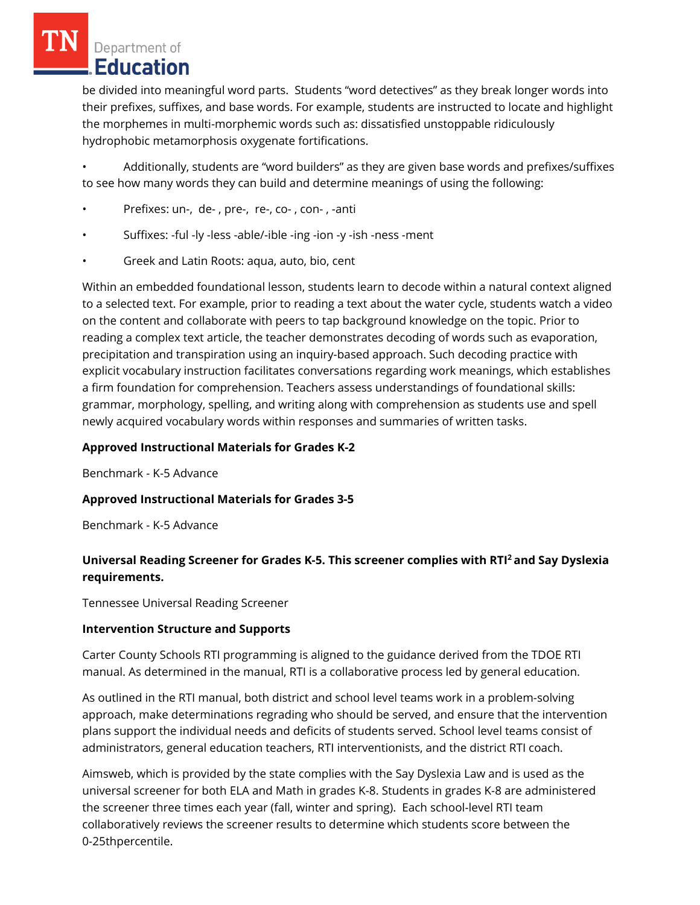be divided into meaningful word parts.  Students "word detectives" as they break longer words into their prefixes, suffixes, and base words. For example, students are instructed to locate and highlight the morphemes in multi-morphemic words such as: dissatisfied unstoppable ridiculously hydrophobic metamorphosis oxygenate fortifications.

- Additionally, students are "word builders" as they are given base words and prefixes/suffixes to see how many words they can build and determine meanings of using the following:
- Prefixes: un-,  de- , pre-,  re-, co- , con- , -anti
- Suffixes: -ful -ly -less -able/-ible -ing -ion -y -ish -ness -ment
- Greek and Latin Roots: aqua, auto, bio, cent

Within an embedded foundational lesson, students learn to decode within a natural context aligned to a selected text. For example, prior to reading a text about the water cycle, students watch a video on the content and collaborate with peers to tap background knowledge on the topic. Prior to reading a complex text article, the teacher demonstrates decoding of words such as evaporation, precipitation and transpiration using an inquiry-based approach. Such decoding practice with explicit vocabulary instruction facilitates conversations regarding work meanings, which establishes a firm foundation for comprehension. Teachers assess understandings of foundational skills: grammar, morphology, spelling, and writing along with comprehension as students use and spell newly acquired vocabulary words within responses and summaries of written tasks.

**Approved Instructional Materials for Grades K-2**

Benchmark - K-5 Advance

**Approved Instructional Materials for Grades 3-5**

Benchmark - K-5 Advance

**Universal Reading Screener for Grades K-5. This screener complies with RTI$^2$ and Say Dyslexia requirements.**

Tennessee Universal Reading Screener

**Intervention Structure and Supports**

Carter County Schools RTI programming is aligned to the guidance derived from the TDOE RTI manual. As determined in the manual, RTI is a collaborative process led by general education.

As outlined in the RTI manual, both district and school level teams work in a problem-solving approach, make determinations regrading who should be served, and ensure that the intervention plans support the individual needs and deficits of students served. School level teams consist of administrators, general education teachers, RTI interventionists, and the district RTI coach.

Aimsweb, which is provided by the state complies with the Say Dyslexia Law and is used as the universal screener for both ELA and Math in grades K-8. Students in grades K-8 are administered the screener three times each year (fall, winter and spring).  Each school-level RTI team collaboratively reviews the screener results to determine which students score between the 0-25thpercentile.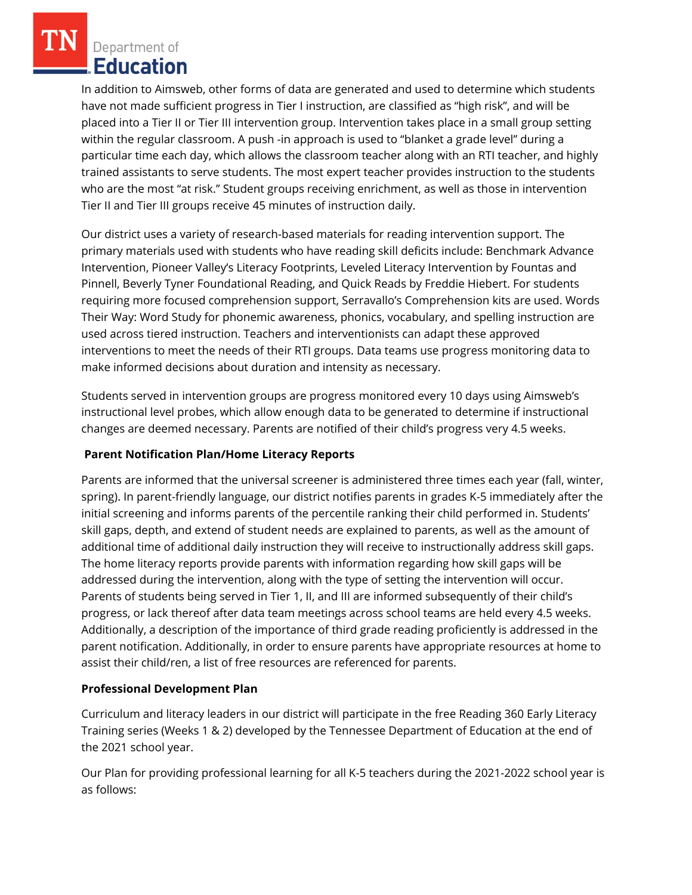In addition to Aimsweb, other forms of data are generated and used to determine which students have not made sufficient progress in Tier I instruction, are classified as "high risk", and will be placed into a Tier II or Tier III intervention group. Intervention takes place in a small group setting within the regular classroom. A push -in approach is used to "blanket a grade level" during a particular time each day, which allows the classroom teacher along with an RTI teacher, and highly trained assistants to serve students. The most expert teacher provides instruction to the students who are the most "at risk." Student groups receiving enrichment, as well as those in intervention Tier II and Tier III groups receive 45 minutes of instruction daily.

Our district uses a variety of research-based materials for reading intervention support. The primary materials used with students who have reading skill deficits include: Benchmark Advance Intervention, Pioneer Valley's Literacy Footprints, Leveled Literacy Intervention by Fountas and Pinnell, Beverly Tyner Foundational Reading, and Quick Reads by Freddie Hiebert. For students requiring more focused comprehension support, Serravallo's Comprehension kits are used. Words Their Way: Word Study for phonemic awareness, phonics, vocabulary, and spelling instruction are used across tiered instruction. Teachers and interventionists can adapt these approved interventions to meet the needs of their RTI groups. Data teams use progress monitoring data to make informed decisions about duration and intensity as necessary.

Students served in intervention groups are progress monitored every 10 days using Aimsweb's instructional level probes, which allow enough data to be generated to determine if instructional changes are deemed necessary. Parents are notified of their child's progress very 4.5 weeks.

**Parent Notification Plan/Home Literacy Reports**

Parents are informed that the universal screener is administered three times each year (fall, winter, spring). In parent-friendly language, our district notifies parents in grades K-5 immediately after the initial screening and informs parents of the percentile ranking their child performed in. Students' skill gaps, depth, and extend of student needs are explained to parents, as well as the amount of additional time of additional daily instruction they will receive to instructionally address skill gaps. The home literacy reports provide parents with information regarding how skill gaps will be addressed during the intervention, along with the type of setting the intervention will occur. Parents of students being served in Tier 1, II, and III are informed subsequently of their child's progress, or lack thereof after data team meetings across school teams are held every 4.5 weeks. Additionally, a description of the importance of third grade reading proficiently is addressed in the parent notification. Additionally, in order to ensure parents have appropriate resources at home to assist their child/ren, a list of free resources are referenced for parents.

**Professional Development Plan**

Curriculum and literacy leaders in our district will participate in the free Reading 360 Early Literacy Training series (Weeks 1 & 2) developed by the Tennessee Department of Education at the end of the 2021 school year.

Our Plan for providing professional learning for all K-5 teachers during the 2021-2022 school year is as follows: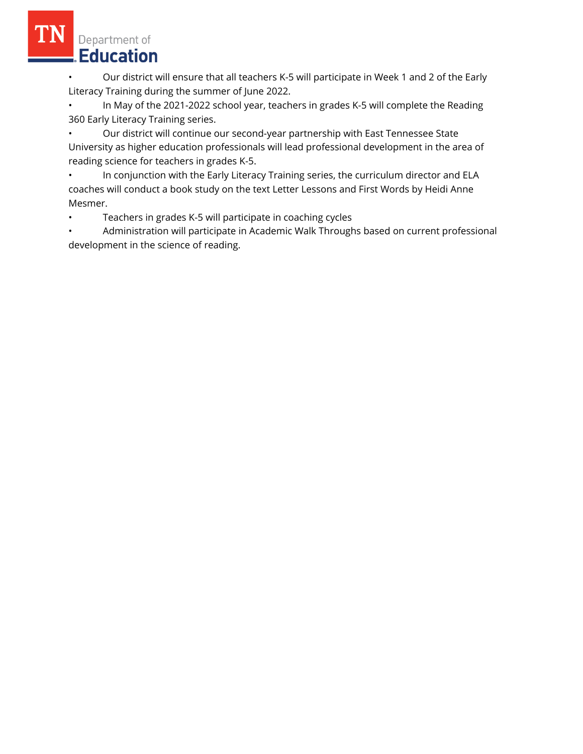- Our district will ensure that all teachers K-5 will participate in Week 1 and 2 of the Early Literacy Training during the summer of June 2022.
- In May of the 2021-2022 school year, teachers in grades K-5 will complete the Reading 360 Early Literacy Training series.
- Our district will continue our second-year partnership with East Tennessee State University as higher education professionals will lead professional development in the area of reading science for teachers in grades K-5.
- In conjunction with the Early Literacy Training series, the curriculum director and ELA coaches will conduct a book study on the text Letter Lessons and First Words by Heidi Anne Mesmer.
- Teachers in grades K-5 will participate in coaching cycles
- Administration will participate in Academic Walk Throughs based on current professional development in the science of reading.